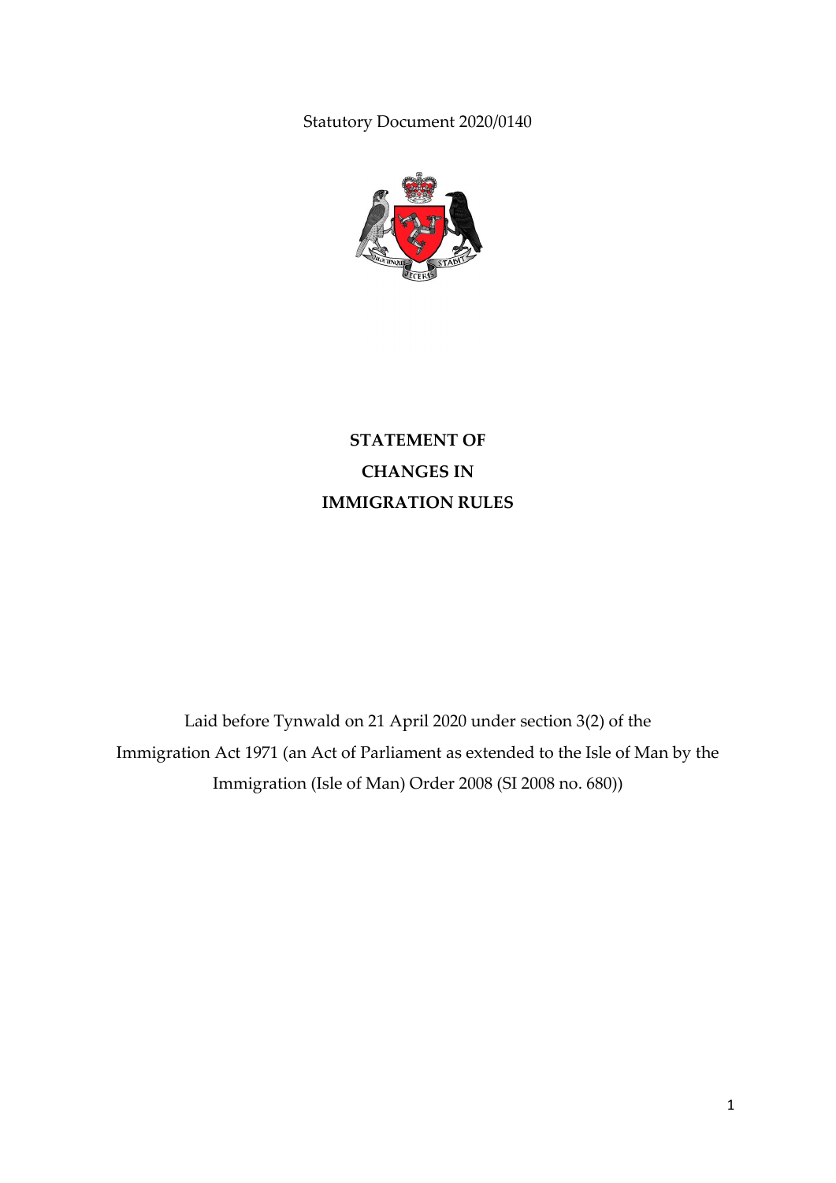Statutory Document 2020/0140

# STATEMENT OF CHANGES IN IMMIGRATION RULES

Laid before Tynwald on 21 April 2020 under section 3(2) of the Immigration Act 1971 (an Act of Parliament as extended to the Isle of Man by the Immigration (Isle of Man) Order 2008 (SI 2008 no. 680))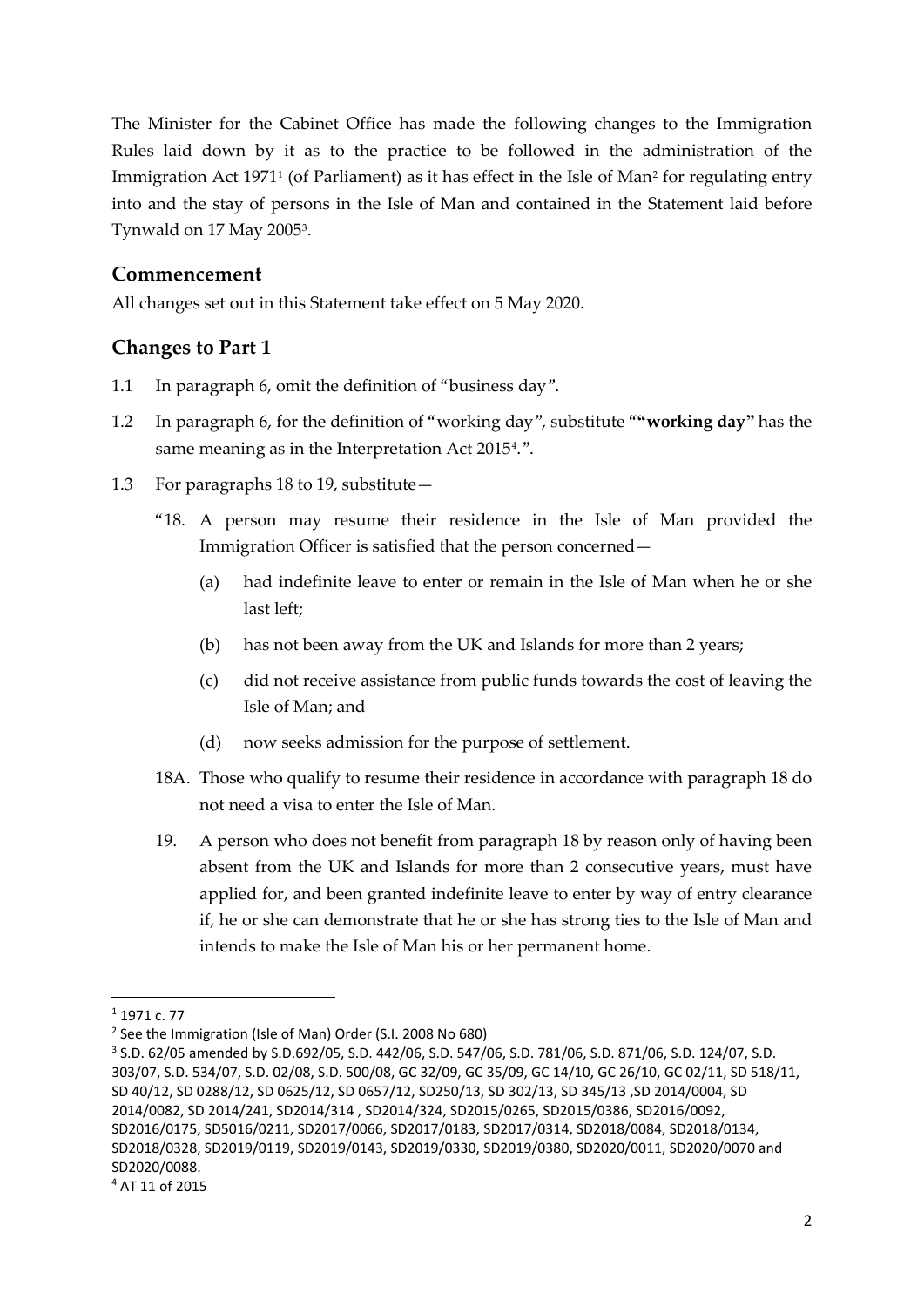The Minister for the Cabinet Office has made the following changes to the Immigration Rules laid down by it as to the practice to be followed in the administration of the Immigration Act 1971[1] (of Parliament) as it has effect in the Isle of Man[2] for regulating entry into and the stay of persons in the Isle of Man and contained in the Statement laid before Tynwald on 17 May 2005[3].

## Commencement

All changes set out in this Statement take effect on 5 May 2020.

## Changes to Part 1

1.1 In paragraph 6, omit the definition of "business day".

1.2 In paragraph 6, for the definition of "working day", substitute "**"working day"** has the same meaning as in the Interpretation Act 2015[4].".

1.3 For paragraphs 18 to 19, substitute—

"18. A person may resume their residence in the Isle of Man provided the Immigration Officer is satisfied that the person concerned—

(a) had indefinite leave to enter or remain in the Isle of Man when he or she last left;

(b) has not been away from the UK and Islands for more than 2 years;

(c) did not receive assistance from public funds towards the cost of leaving the Isle of Man; and

(d) now seeks admission for the purpose of settlement.

18A. Those who qualify to resume their residence in accordance with paragraph 18 do not need a visa to enter the Isle of Man.

19. A person who does not benefit from paragraph 18 by reason only of having been absent from the UK and Islands for more than 2 consecutive years, must have applied for, and been granted indefinite leave to enter by way of entry clearance if, he or she can demonstrate that he or she has strong ties to the Isle of Man and intends to make the Isle of Man his or her permanent home.

---

[1] 1971 c. 77

[2] See the Immigration (Isle of Man) Order (S.I. 2008 No 680)

[3] S.D. 62/05 amended by S.D.692/05, S.D. 442/06, S.D. 547/06, S.D. 781/06, S.D. 871/06, S.D. 124/07, S.D. 303/07, S.D. 534/07, S.D. 02/08, S.D. 500/08, GC 32/09, GC 35/09, GC 14/10, GC 26/10, GC 02/11, SD 518/11, SD 40/12, SD 0288/12, SD 0625/12, SD 0657/12, SD250/13, SD 302/13, SD 345/13 ,SD 2014/0004, SD 2014/0082, SD 2014/241, SD2014/314 , SD2014/324, SD2015/0265, SD2015/0386, SD2016/0092, SD2016/0175, SD5016/0211, SD2017/0066, SD2017/0183, SD2017/0314, SD2018/0084, SD2018/0134, SD2018/0328, SD2019/0119, SD2019/0143, SD2019/0330, SD2019/0380, SD2020/0011, SD2020/0070 and SD2020/0088.

[4] AT 11 of 2015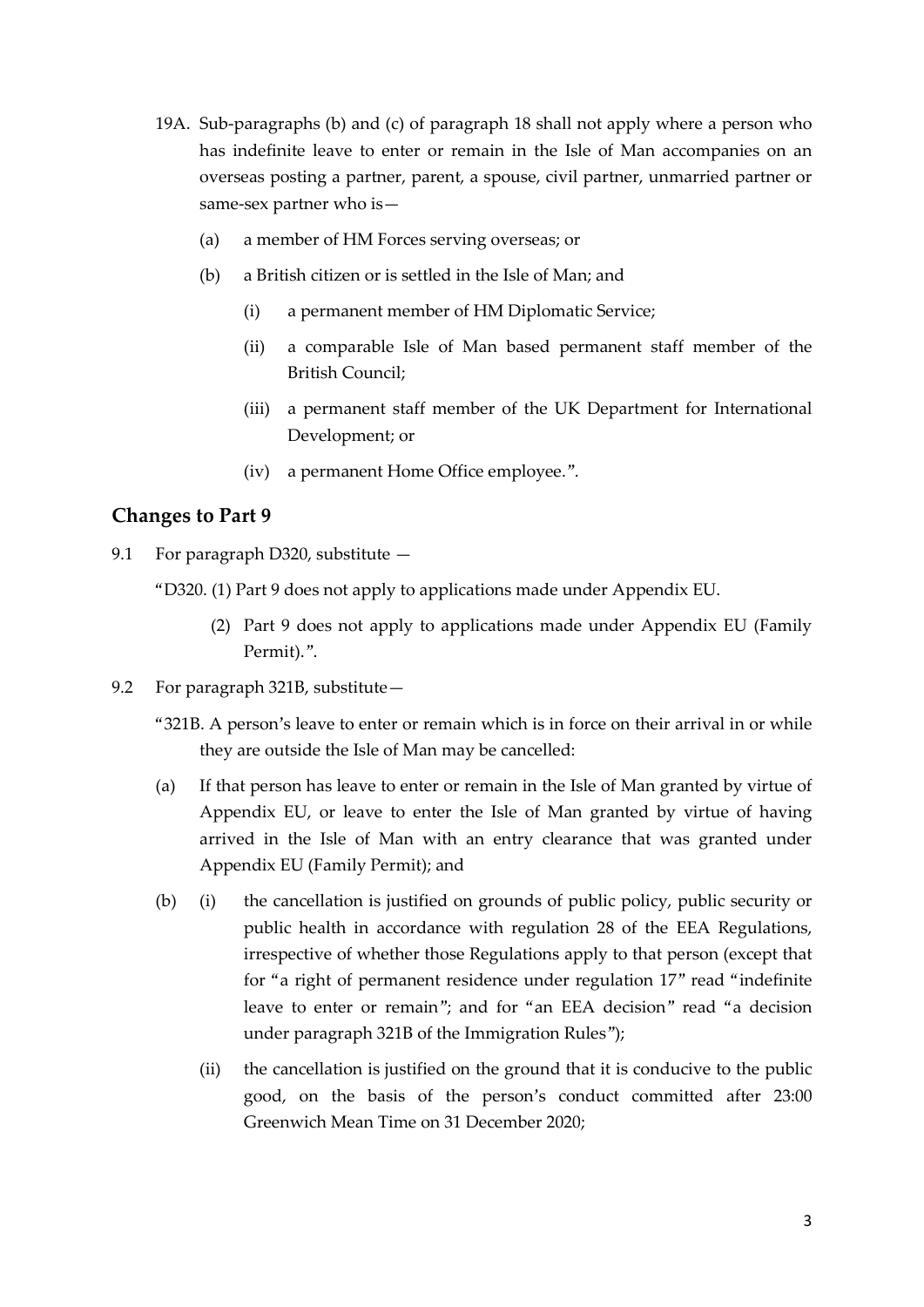19A. Sub-paragraphs (b) and (c) of paragraph 18 shall not apply where a person who has indefinite leave to enter or remain in the Isle of Man accompanies on an overseas posting a partner, parent, a spouse, civil partner, unmarried partner or same-sex partner who is—

(a) a member of HM Forces serving overseas; or

(b) a British citizen or is settled in the Isle of Man; and

(i) a permanent member of HM Diplomatic Service;

(ii) a comparable Isle of Man based permanent staff member of the British Council;

(iii) a permanent staff member of the UK Department for International Development; or

(iv) a permanent Home Office employee.".

## Changes to Part 9

9.1 For paragraph D320, substitute —

"D320. (1) Part 9 does not apply to applications made under Appendix EU.

(2) Part 9 does not apply to applications made under Appendix EU (Family Permit).".

9.2 For paragraph 321B, substitute—

"321B. A person's leave to enter or remain which is in force on their arrival in or while they are outside the Isle of Man may be cancelled:

(a) If that person has leave to enter or remain in the Isle of Man granted by virtue of Appendix EU, or leave to enter the Isle of Man granted by virtue of having arrived in the Isle of Man with an entry clearance that was granted under Appendix EU (Family Permit); and

(b) (i) the cancellation is justified on grounds of public policy, public security or public health in accordance with regulation 28 of the EEA Regulations, irrespective of whether those Regulations apply to that person (except that for "a right of permanent residence under regulation 17" read "indefinite leave to enter or remain"; and for "an EEA decision" read "a decision under paragraph 321B of the Immigration Rules");

(ii) the cancellation is justified on the ground that it is conducive to the public good, on the basis of the person's conduct committed after 23:00 Greenwich Mean Time on 31 December 2020;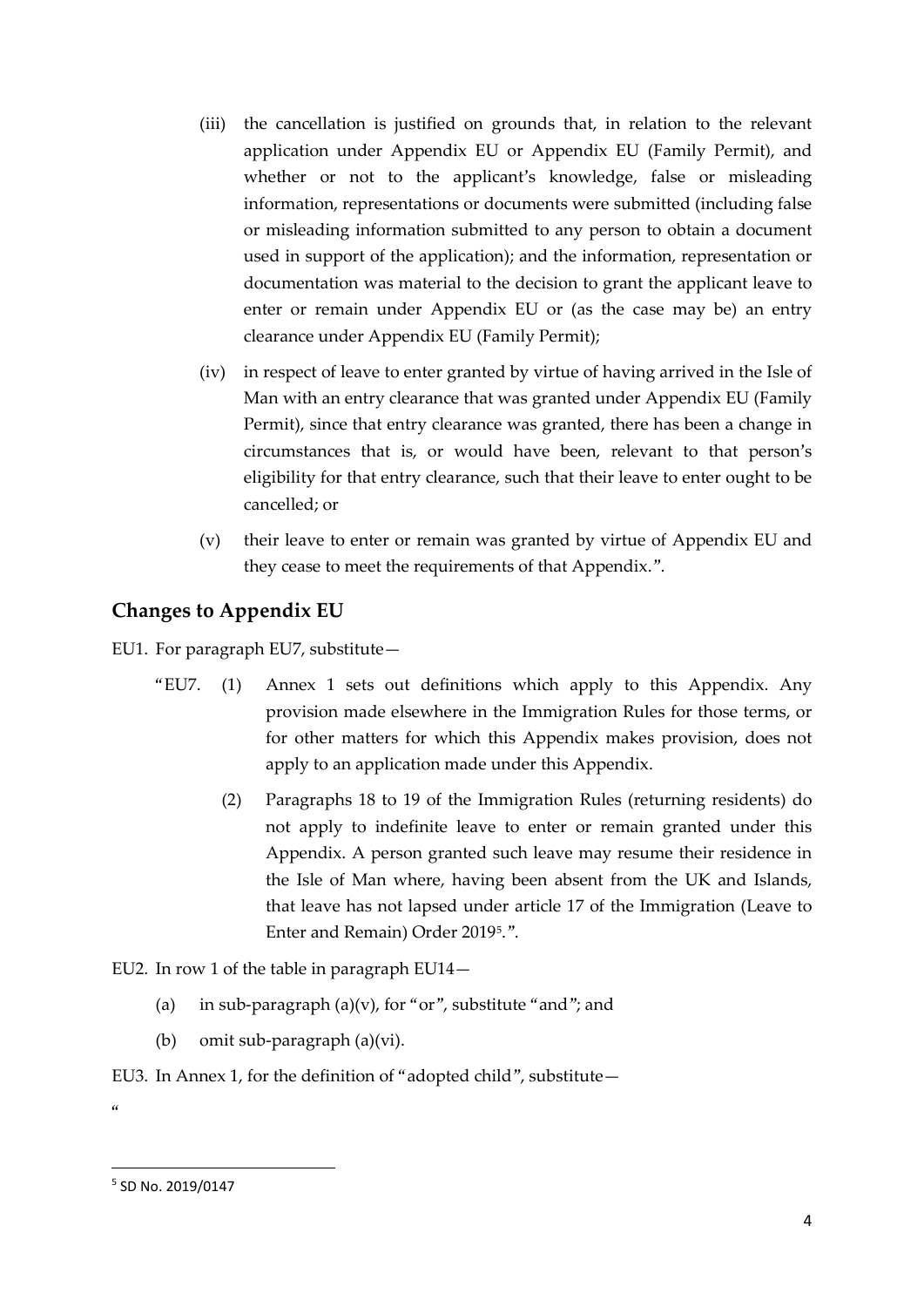(iii) the cancellation is justified on grounds that, in relation to the relevant application under Appendix EU or Appendix EU (Family Permit), and whether or not to the applicant's knowledge, false or misleading information, representations or documents were submitted (including false or misleading information submitted to any person to obtain a document used in support of the application); and the information, representation or documentation was material to the decision to grant the applicant leave to enter or remain under Appendix EU or (as the case may be) an entry clearance under Appendix EU (Family Permit);

(iv) in respect of leave to enter granted by virtue of having arrived in the Isle of Man with an entry clearance that was granted under Appendix EU (Family Permit), since that entry clearance was granted, there has been a change in circumstances that is, or would have been, relevant to that person's eligibility for that entry clearance, such that their leave to enter ought to be cancelled; or

(v) their leave to enter or remain was granted by virtue of Appendix EU and they cease to meet the requirements of that Appendix.".

## Changes to Appendix EU

EU1. For paragraph EU7, substitute—

"EU7. (1) Annex 1 sets out definitions which apply to this Appendix. Any provision made elsewhere in the Immigration Rules for those terms, or for other matters for which this Appendix makes provision, does not apply to an application made under this Appendix.

(2) Paragraphs 18 to 19 of the Immigration Rules (returning residents) do not apply to indefinite leave to enter or remain granted under this Appendix. A person granted such leave may resume their residence in the Isle of Man where, having been absent from the UK and Islands, that leave has not lapsed under article 17 of the Immigration (Leave to Enter and Remain) Order 2019[5].".

EU2. In row 1 of the table in paragraph EU14—

(a) in sub-paragraph (a)(v), for "or", substitute "and"; and

(b) omit sub-paragraph (a)(vi).

EU3. In Annex 1, for the definition of "adopted child", substitute—

"

[5] SD No. 2019/0147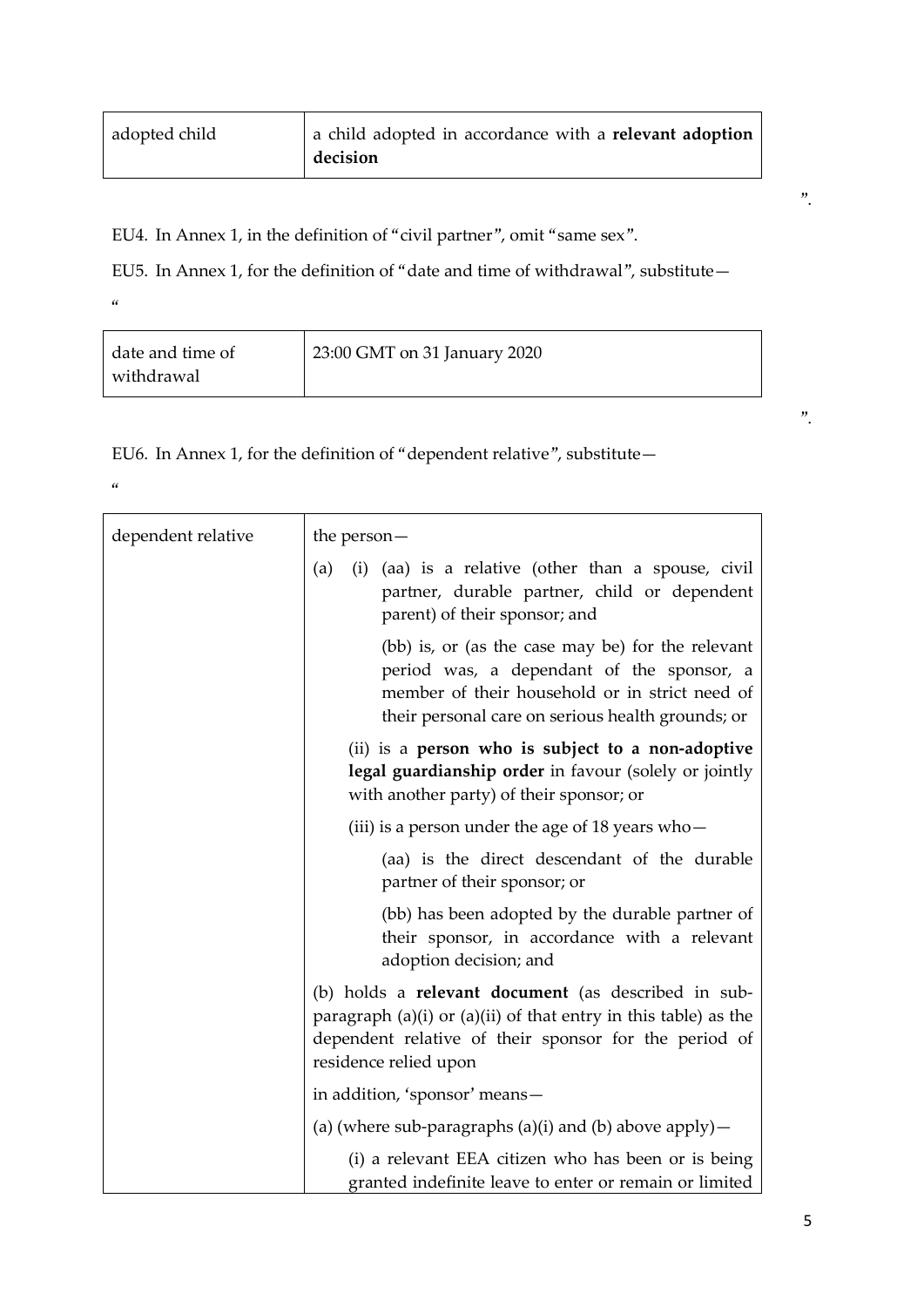| adopted child | a child adopted in accordance with a **relevant adoption decision** |
|---|---|

”.

EU4. In Annex 1, in the definition of “civil partner”, omit “same sex”.

EU5. In Annex 1, for the definition of “date and time of withdrawal”, substitute—

“

| date and time of withdrawal | 23:00 GMT on 31 January 2020 |
|---|---|

”.

EU6. In Annex 1, for the definition of “dependent relative”, substitute—

“

| dependent relative | the person— |
|---|---|
| | (a) (i) (aa) is a relative (other than a spouse, civil partner, durable partner, child or dependent parent) of their sponsor; and |
| | (bb) is, or (as the case may be) for the relevant period was, a dependant of the sponsor, a member of their household or in strict need of their personal care on serious health grounds; or |
| | (ii) is a **person who is subject to a non-adoptive legal guardianship order** in favour (solely or jointly with another party) of their sponsor; or |
| | (iii) is a person under the age of 18 years who— |
| | (aa) is the direct descendant of the durable partner of their sponsor; or |
| | (bb) has been adopted by the durable partner of their sponsor, in accordance with a relevant adoption decision; and |
| | (b) holds a **relevant document** (as described in sub-paragraph (a)(i) or (a)(ii) of that entry in this table) as the dependent relative of their sponsor for the period of residence relied upon |
| | in addition, ‘sponsor’ means— |
| | (a) (where sub-paragraphs (a)(i) and (b) above apply)— |
| | (i) a relevant EEA citizen who has been or is being granted indefinite leave to enter or remain or limited |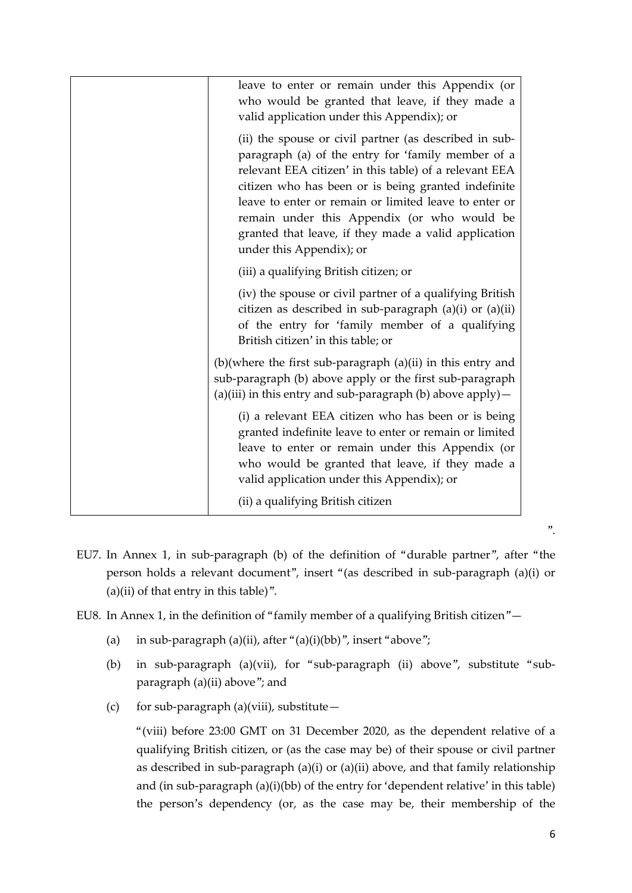| | leave to enter or remain under this Appendix (or who would be granted that leave, if they made a valid application under this Appendix); or<br><br>(ii) the spouse or civil partner (as described in sub-paragraph (a) of the entry for 'family member of a relevant EEA citizen' in this table) of a relevant EEA citizen who has been or is being granted indefinite leave to enter or remain or limited leave to enter or remain under this Appendix (or who would be granted that leave, if they made a valid application under this Appendix); or<br><br>(iii) a qualifying British citizen; or<br><br>(iv) the spouse or civil partner of a qualifying British citizen as described in sub-paragraph (a)(i) or (a)(ii) of the entry for 'family member of a qualifying British citizen' in this table; or<br><br>(b)(where the first sub-paragraph (a)(ii) in this entry and sub-paragraph (b) above apply or the first sub-paragraph (a)(iii) in this entry and sub-paragraph (b) above apply)—<br><br>(i) a relevant EEA citizen who has been or is being granted indefinite leave to enter or remain or limited leave to enter or remain under this Appendix (or who would be granted that leave, if they made a valid application under this Appendix); or<br><br>(ii) a qualifying British citizen |
|---|---|

".

EU7. In Annex 1, in sub-paragraph (b) of the definition of "durable partner", after "the person holds a relevant document", insert "(as described in sub-paragraph (a)(i) or (a)(ii) of that entry in this table)".

EU8. In Annex 1, in the definition of "family member of a qualifying British citizen"—

(a) in sub-paragraph (a)(ii), after "(a)(i)(bb)", insert "above";

(b) in sub-paragraph (a)(vii), for "sub-paragraph (ii) above", substitute "sub-paragraph (a)(ii) above"; and

(c) for sub-paragraph (a)(viii), substitute—

"(viii) before 23:00 GMT on 31 December 2020, as the dependent relative of a qualifying British citizen, or (as the case may be) of their spouse or civil partner as described in sub-paragraph (a)(i) or (a)(ii) above, and that family relationship and (in sub-paragraph (a)(i)(bb) of the entry for 'dependent relative' in this table) the person's dependency (or, as the case may be, their membership of the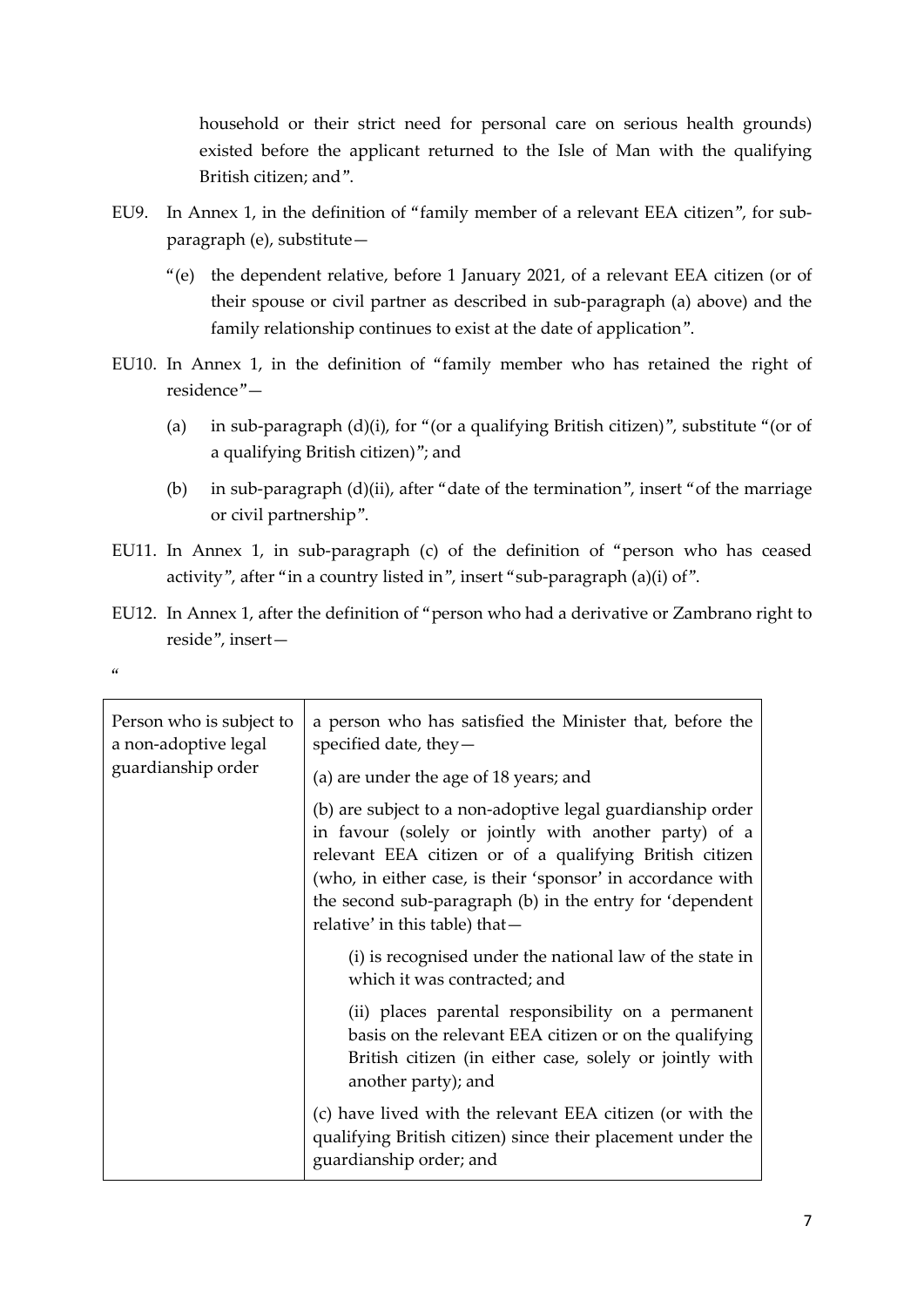household or their strict need for personal care on serious health grounds) existed before the applicant returned to the Isle of Man with the qualifying British citizen; and".

EU9. In Annex 1, in the definition of "family member of a relevant EEA citizen", for sub-paragraph (e), substitute—

"(e) the dependent relative, before 1 January 2021, of a relevant EEA citizen (or of their spouse or civil partner as described in sub-paragraph (a) above) and the family relationship continues to exist at the date of application".

EU10. In Annex 1, in the definition of "family member who has retained the right of residence"—

(a) in sub-paragraph (d)(i), for "(or a qualifying British citizen)", substitute "(or of a qualifying British citizen)"; and

(b) in sub-paragraph (d)(ii), after "date of the termination", insert "of the marriage or civil partnership".

EU11. In Annex 1, in sub-paragraph (c) of the definition of "person who has ceased activity", after "in a country listed in", insert "sub-paragraph (a)(i) of".

EU12. In Annex 1, after the definition of "person who had a derivative or Zambrano right to reside", insert—

"

| | |
|---|---|
| Person who is subject to a non-adoptive legal guardianship order | a person who has satisfied the Minister that, before the specified date, they—<br><br>(a) are under the age of 18 years; and<br><br>(b) are subject to a non-adoptive legal guardianship order in favour (solely or jointly with another party) of a relevant EEA citizen or of a qualifying British citizen (who, in either case, is their 'sponsor' in accordance with the second sub-paragraph (b) in the entry for 'dependent relative' in this table) that—<br><br>(i) is recognised under the national law of the state in which it was contracted; and<br><br>(ii) places parental responsibility on a permanent basis on the relevant EEA citizen or on the qualifying British citizen (in either case, solely or jointly with another party); and<br><br>(c) have lived with the relevant EEA citizen (or with the qualifying British citizen) since their placement under the guardianship order; and |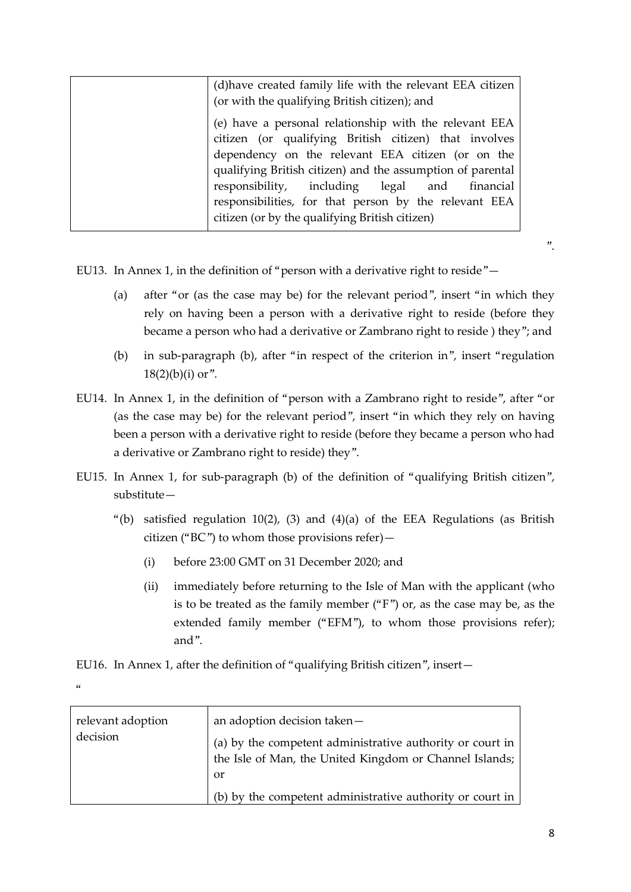| | |
|---|---|
| | (d)have created family life with the relevant EEA citizen (or with the qualifying British citizen); and<br><br>(e) have a personal relationship with the relevant EEA citizen (or qualifying British citizen) that involves dependency on the relevant EEA citizen (or on the qualifying British citizen) and the assumption of parental responsibility, including legal and financial responsibilities, for that person by the relevant EEA citizen (or by the qualifying British citizen) |

".

EU13. In Annex 1, in the definition of "person with a derivative right to reside"—

(a) after "or (as the case may be) for the relevant period", insert "in which they rely on having been a person with a derivative right to reside (before they became a person who had a derivative or Zambrano right to reside ) they"; and

(b) in sub-paragraph (b), after "in respect of the criterion in", insert "regulation 18(2)(b)(i) or".

EU14. In Annex 1, in the definition of "person with a Zambrano right to reside", after "or (as the case may be) for the relevant period", insert "in which they rely on having been a person with a derivative right to reside (before they became a person who had a derivative or Zambrano right to reside) they".

EU15. In Annex 1, for sub-paragraph (b) of the definition of "qualifying British citizen", substitute—

"(b) satisfied regulation 10(2), (3) and (4)(a) of the EEA Regulations (as British citizen ("BC") to whom those provisions refer)—

(i) before 23:00 GMT on 31 December 2020; and

(ii) immediately before returning to the Isle of Man with the applicant (who is to be treated as the family member ("F") or, as the case may be, as the extended family member ("EFM"), to whom those provisions refer); and".

EU16. In Annex 1, after the definition of "qualifying British citizen", insert—

"

| | |
|---|---|
| relevant adoption decision | an adoption decision taken—<br><br>(a) by the competent administrative authority or court in the Isle of Man, the United Kingdom or Channel Islands; or<br><br>(b) by the competent administrative authority or court in |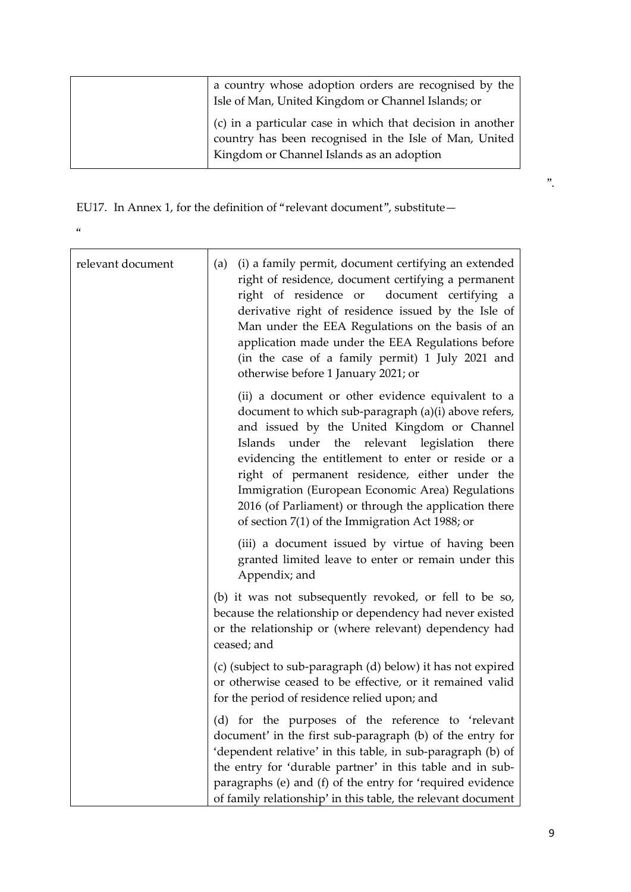| | |
|---|---|
| | a country whose adoption orders are recognised by the Isle of Man, United Kingdom or Channel Islands; or<br><br>(c) in a particular case in which that decision in another country has been recognised in the Isle of Man, United Kingdom or Channel Islands as an adoption |

".

EU17. In Annex 1, for the definition of "relevant document", substitute—

"

| | |
|---|---|
| relevant document | (a) (i) a family permit, document certifying an extended right of residence, document certifying a permanent right of residence or document certifying a derivative right of residence issued by the Isle of Man under the EEA Regulations on the basis of an application made under the EEA Regulations before (in the case of a family permit) 1 July 2021 and otherwise before 1 January 2021; or<br><br>(ii) a document or other evidence equivalent to a document to which sub-paragraph (a)(i) above refers, and issued by the United Kingdom or Channel Islands under the relevant legislation there evidencing the entitlement to enter or reside or a right of permanent residence, either under the Immigration (European Economic Area) Regulations 2016 (of Parliament) or through the application there of section 7(1) of the Immigration Act 1988; or<br><br>(iii) a document issued by virtue of having been granted limited leave to enter or remain under this Appendix; and<br><br>(b) it was not subsequently revoked, or fell to be so, because the relationship or dependency had never existed or the relationship or (where relevant) dependency had ceased; and<br><br>(c) (subject to sub-paragraph (d) below) it has not expired or otherwise ceased to be effective, or it remained valid for the period of residence relied upon; and<br><br>(d) for the purposes of the reference to 'relevant document' in the first sub-paragraph (b) of the entry for 'dependent relative' in this table, in sub-paragraph (b) of the entry for 'durable partner' in this table and in sub-paragraphs (e) and (f) of the entry for 'required evidence of family relationship' in this table, the relevant document |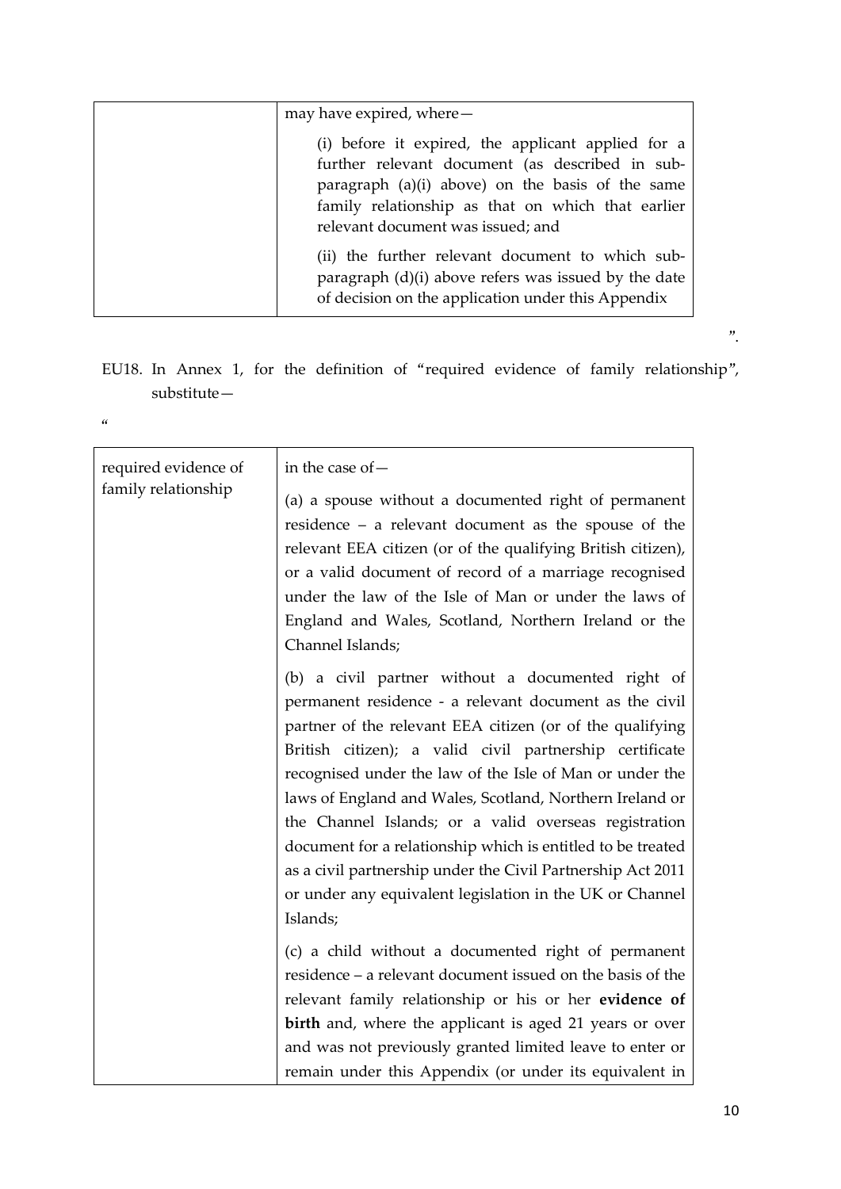| | may have expired, where—<br><br>(i) before it expired, the applicant applied for a further relevant document (as described in sub-paragraph (a)(i) above) on the basis of the same family relationship as that on which that earlier relevant document was issued; and<br><br>(ii) the further relevant document to which sub-paragraph (d)(i) above refers was issued by the date of decision on the application under this Appendix |
|---|---|

".

EU18. In Annex 1, for the definition of "required evidence of family relationship", substitute—

"

| required evidence of family relationship | in the case of—<br><br>(a) a spouse without a documented right of permanent residence – a relevant document as the spouse of the relevant EEA citizen (or of the qualifying British citizen), or a valid document of record of a marriage recognised under the law of the Isle of Man or under the laws of England and Wales, Scotland, Northern Ireland or the Channel Islands;<br><br>(b) a civil partner without a documented right of permanent residence - a relevant document as the civil partner of the relevant EEA citizen (or of the qualifying British citizen); a valid civil partnership certificate recognised under the law of the Isle of Man or under the laws of England and Wales, Scotland, Northern Ireland or the Channel Islands; or a valid overseas registration document for a relationship which is entitled to be treated as a civil partnership under the Civil Partnership Act 2011 or under any equivalent legislation in the UK or Channel Islands;<br><br>(c) a child without a documented right of permanent residence – a relevant document issued on the basis of the relevant family relationship or his or her **evidence of birth** and, where the applicant is aged 21 years or over and was not previously granted limited leave to enter or remain under this Appendix (or under its equivalent in |
|---|---|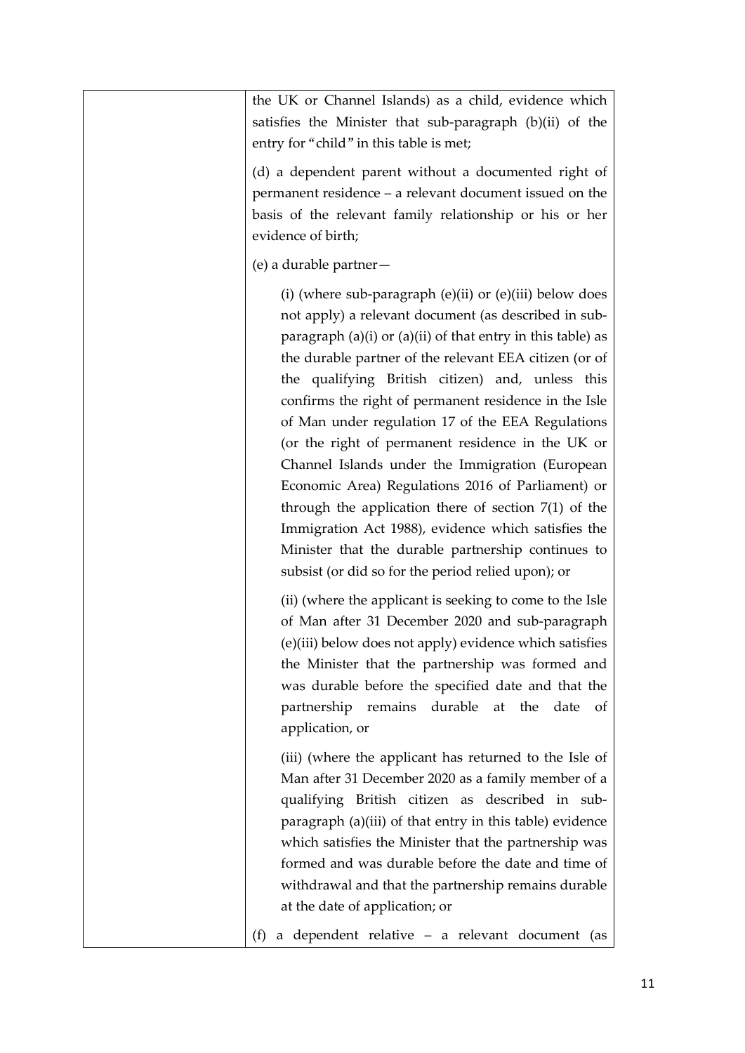| | |
|---|---|
| | the UK or Channel Islands) as a child, evidence which satisfies the Minister that sub-paragraph (b)(ii) of the entry for "child" in this table is met;<br><br>(d) a dependent parent without a documented right of permanent residence – a relevant document issued on the basis of the relevant family relationship or his or her evidence of birth;<br><br>(e) a durable partner—<br><br>(i) (where sub-paragraph (e)(ii) or (e)(iii) below does not apply) a relevant document (as described in sub-paragraph (a)(i) or (a)(ii) of that entry in this table) as the durable partner of the relevant EEA citizen (or of the qualifying British citizen) and, unless this confirms the right of permanent residence in the Isle of Man under regulation 17 of the EEA Regulations (or the right of permanent residence in the UK or Channel Islands under the Immigration (European Economic Area) Regulations 2016 of Parliament) or through the application there of section 7(1) of the Immigration Act 1988), evidence which satisfies the Minister that the durable partnership continues to subsist (or did so for the period relied upon); or<br><br>(ii) (where the applicant is seeking to come to the Isle of Man after 31 December 2020 and sub-paragraph (e)(iii) below does not apply) evidence which satisfies the Minister that the partnership was formed and was durable before the specified date and that the partnership remains durable at the date of application, or<br><br>(iii) (where the applicant has returned to the Isle of Man after 31 December 2020 as a family member of a qualifying British citizen as described in sub-paragraph (a)(iii) of that entry in this table) evidence which satisfies the Minister that the partnership was formed and was durable before the date and time of withdrawal and that the partnership remains durable at the date of application; or<br><br>(f) a dependent relative – a relevant document (as |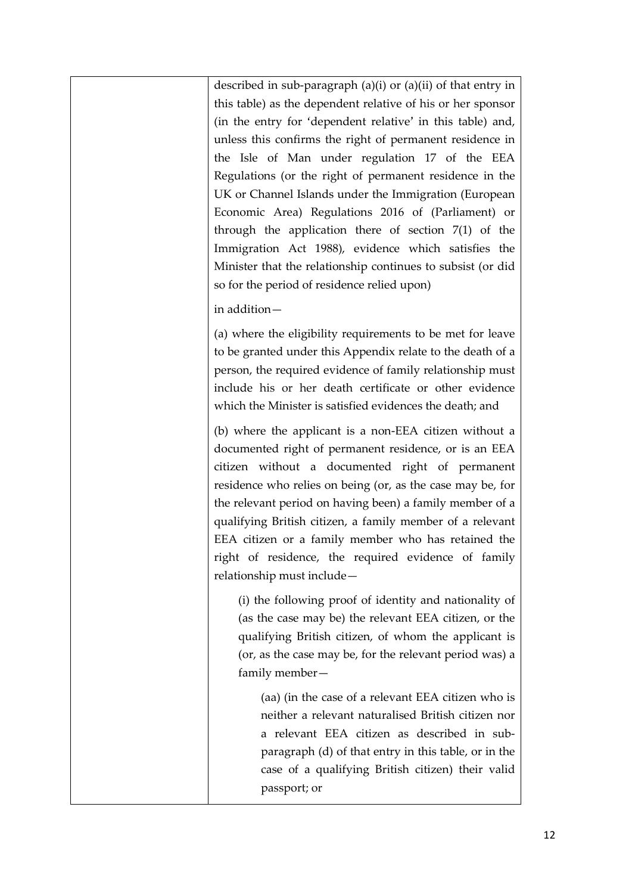| | described in sub-paragraph (a)(i) or (a)(ii) of that entry in this table) as the dependent relative of his or her sponsor (in the entry for 'dependent relative' in this table) and, unless this confirms the right of permanent residence in the Isle of Man under regulation 17 of the EEA Regulations (or the right of permanent residence in the UK or Channel Islands under the Immigration (European Economic Area) Regulations 2016 of (Parliament) or through the application there of section 7(1) of the Immigration Act 1988), evidence which satisfies the Minister that the relationship continues to subsist (or did so for the period of residence relied upon)<br><br>in addition—<br><br>(a) where the eligibility requirements to be met for leave to be granted under this Appendix relate to the death of a person, the required evidence of family relationship must include his or her death certificate or other evidence which the Minister is satisfied evidences the death; and<br><br>(b) where the applicant is a non-EEA citizen without a documented right of permanent residence, or is an EEA citizen without a documented right of permanent residence who relies on being (or, as the case may be, for the relevant period on having been) a family member of a qualifying British citizen, a family member of a relevant EEA citizen or a family member who has retained the right of residence, the required evidence of family relationship must include—<br><br>(i) the following proof of identity and nationality of (as the case may be) the relevant EEA citizen, or the qualifying British citizen, of whom the applicant is (or, as the case may be, for the relevant period was) a family member—<br><br>(aa) (in the case of a relevant EEA citizen who is neither a relevant naturalised British citizen nor a relevant EEA citizen as described in sub-paragraph (d) of that entry in this table, or in the case of a qualifying British citizen) their valid passport; or |
|---|---|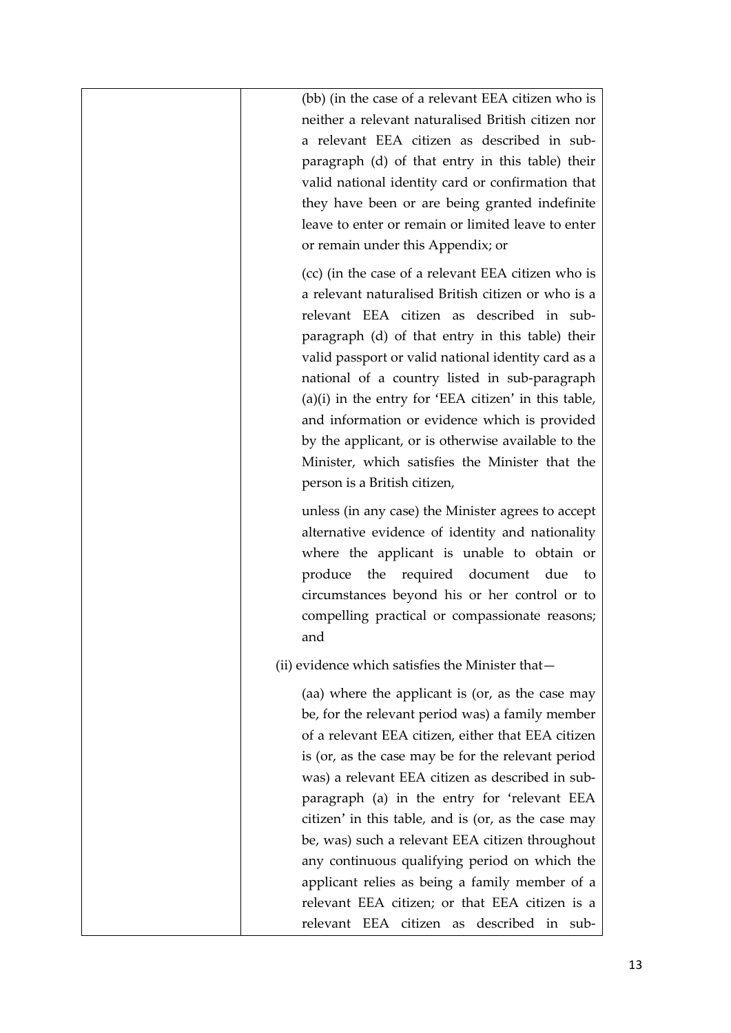| | |
|---|---|
| | (bb) (in the case of a relevant EEA citizen who is neither a relevant naturalised British citizen nor a relevant EEA citizen as described in sub-paragraph (d) of that entry in this table) their valid national identity card or confirmation that they have been or are being granted indefinite leave to enter or remain or limited leave to enter or remain under this Appendix; or<br><br>(cc) (in the case of a relevant EEA citizen who is a relevant naturalised British citizen or who is a relevant EEA citizen as described in sub-paragraph (d) of that entry in this table) their valid passport or valid national identity card as a national of a country listed in sub-paragraph (a)(i) in the entry for 'EEA citizen' in this table, and information or evidence which is provided by the applicant, or is otherwise available to the Minister, which satisfies the Minister that the person is a British citizen,<br><br>unless (in any case) the Minister agrees to accept alternative evidence of identity and nationality where the applicant is unable to obtain or produce the required document due to circumstances beyond his or her control or to compelling practical or compassionate reasons; and<br><br>(ii) evidence which satisfies the Minister that—<br><br>(aa) where the applicant is (or, as the case may be, for the relevant period was) a family member of a relevant EEA citizen, either that EEA citizen is (or, as the case may be for the relevant period was) a relevant EEA citizen as described in sub-paragraph (a) in the entry for 'relevant EEA citizen' in this table, and is (or, as the case may be, was) such a relevant EEA citizen throughout any continuous qualifying period on which the applicant relies as being a family member of a relevant EEA citizen; or that EEA citizen is a relevant EEA citizen as described in sub- |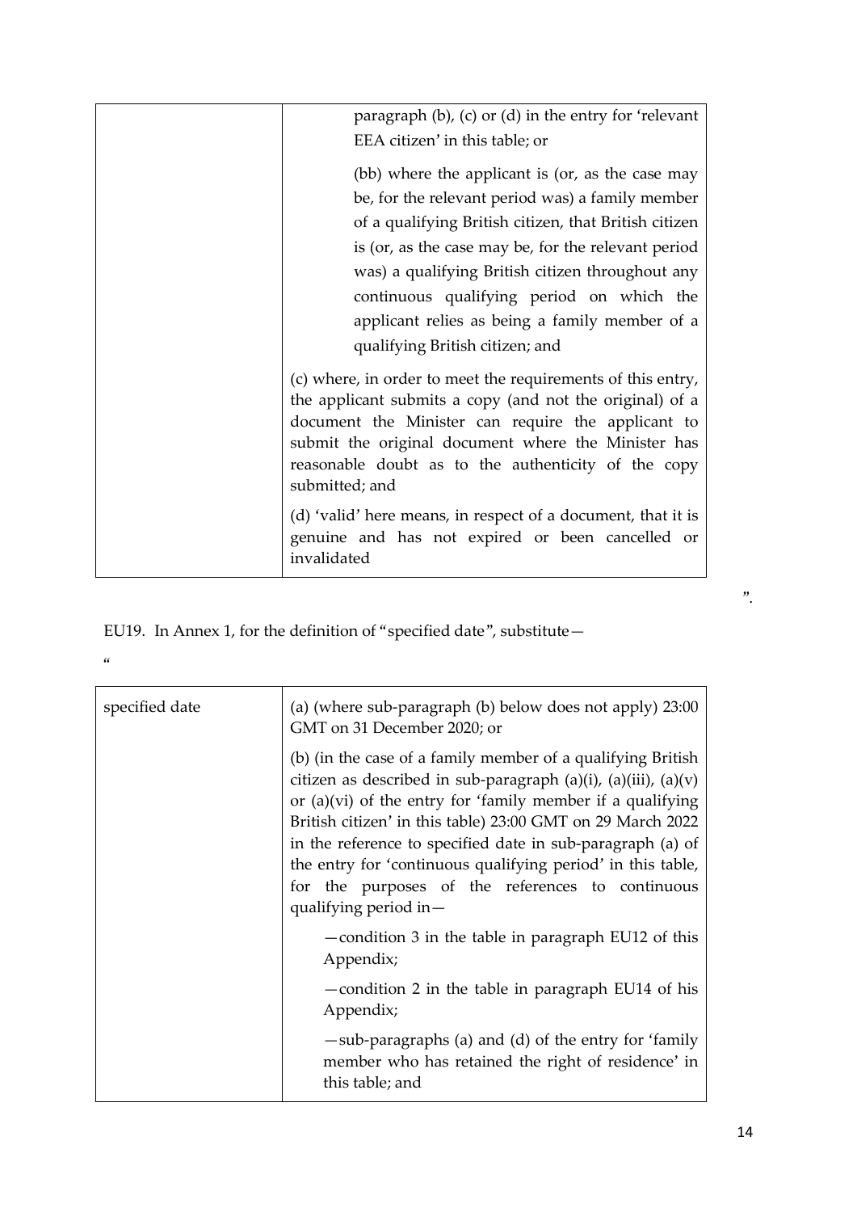|  | paragraph (b), (c) or (d) in the entry for 'relevant EEA citizen' in this table; or<br><br>(bb) where the applicant is (or, as the case may be, for the relevant period was) a family member of a qualifying British citizen, that British citizen is (or, as the case may be, for the relevant period was) a qualifying British citizen throughout any continuous qualifying period on which the applicant relies as being a family member of a qualifying British citizen; and<br><br>(c) where, in order to meet the requirements of this entry, the applicant submits a copy (and not the original) of a document the Minister can require the applicant to submit the original document where the Minister has reasonable doubt as to the authenticity of the copy submitted; and<br><br>(d) 'valid' here means, in respect of a document, that it is genuine and has not expired or been cancelled or invalidated |
|---|---|

".

EU19. In Annex 1, for the definition of "specified date", substitute—

"

| specified date | (a) (where sub-paragraph (b) below does not apply) 23:00 GMT on 31 December 2020; or<br><br>(b) (in the case of a family member of a qualifying British citizen as described in sub-paragraph (a)(i), (a)(iii), (a)(v) or (a)(vi) of the entry for 'family member if a qualifying British citizen' in this table) 23:00 GMT on 29 March 2022 in the reference to specified date in sub-paragraph (a) of the entry for 'continuous qualifying period' in this table, for the purposes of the references to continuous qualifying period in—<br><br>—condition 3 in the table in paragraph EU12 of this Appendix;<br><br>—condition 2 in the table in paragraph EU14 of his Appendix;<br><br>—sub-paragraphs (a) and (d) of the entry for 'family member who has retained the right of residence' in this table; and |
|---|---|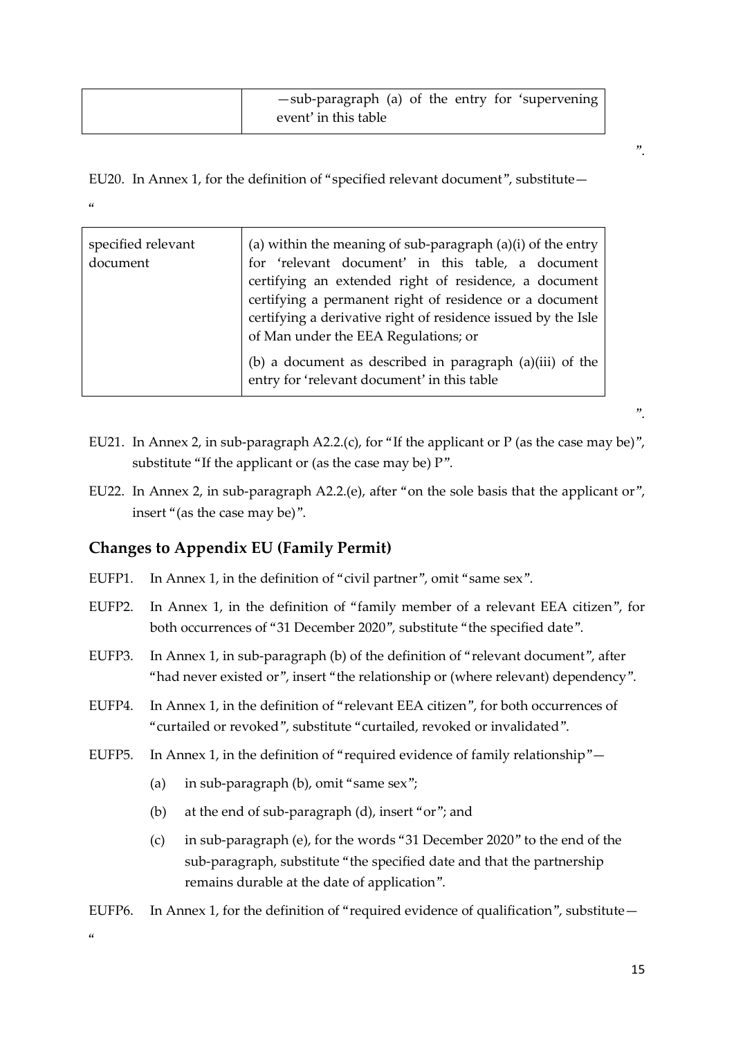| | —sub-paragraph (a) of the entry for 'supervening event' in this table |
|---|---|

".

EU20. In Annex 1, for the definition of "specified relevant document", substitute—

"

| specified relevant document | (a) within the meaning of sub-paragraph (a)(i) of the entry for 'relevant document' in this table, a document certifying an extended right of residence, a document certifying a permanent right of residence or a document certifying a derivative right of residence issued by the Isle of Man under the EEA Regulations; or<br><br>(b) a document as described in paragraph (a)(iii) of the entry for 'relevant document' in this table |
|---|---|

".

EU21. In Annex 2, in sub-paragraph A2.2.(c), for "If the applicant or P (as the case may be)", substitute "If the applicant or (as the case may be) P".

EU22. In Annex 2, in sub-paragraph A2.2.(e), after "on the sole basis that the applicant or", insert "(as the case may be)".

## Changes to Appendix EU (Family Permit)

EUFP1. In Annex 1, in the definition of "civil partner", omit "same sex".

EUFP2. In Annex 1, in the definition of "family member of a relevant EEA citizen", for both occurrences of "31 December 2020", substitute "the specified date".

EUFP3. In Annex 1, in sub-paragraph (b) of the definition of "relevant document", after "had never existed or", insert "the relationship or (where relevant) dependency".

EUFP4. In Annex 1, in the definition of "relevant EEA citizen", for both occurrences of "curtailed or revoked", substitute "curtailed, revoked or invalidated".

EUFP5. In Annex 1, in the definition of "required evidence of family relationship"—

(a) in sub-paragraph (b), omit "same sex";

(b) at the end of sub-paragraph (d), insert "or"; and

(c) in sub-paragraph (e), for the words "31 December 2020" to the end of the sub-paragraph, substitute "the specified date and that the partnership remains durable at the date of application".

EUFP6. In Annex 1, for the definition of "required evidence of qualification", substitute—

"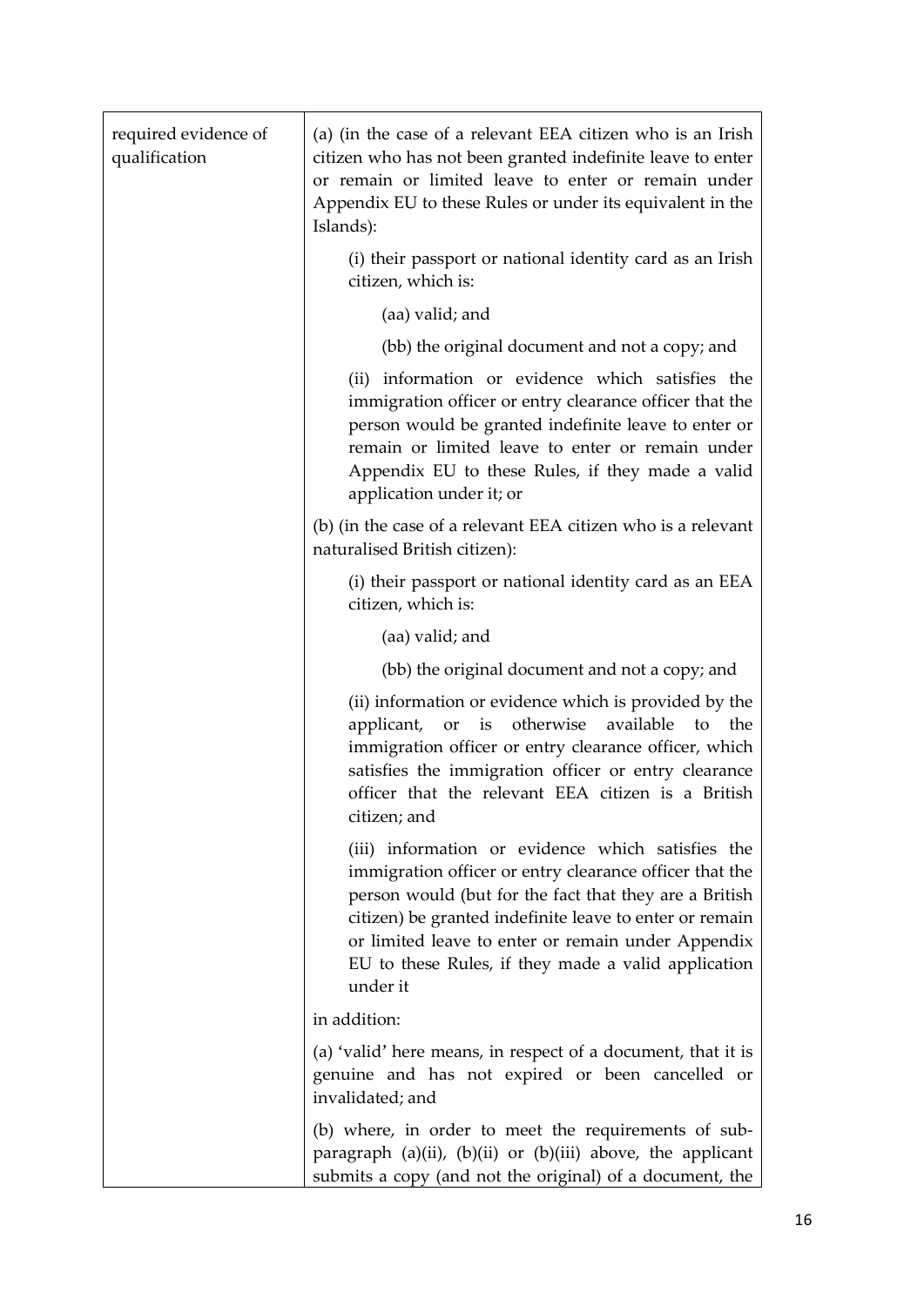| | |
|---|---|
| required evidence of qualification | (a) (in the case of a relevant EEA citizen who is an Irish citizen who has not been granted indefinite leave to enter or remain or limited leave to enter or remain under Appendix EU to these Rules or under its equivalent in the Islands):<br><br>(i) their passport or national identity card as an Irish citizen, which is:<br><br>(aa) valid; and<br><br>(bb) the original document and not a copy; and<br><br>(ii) information or evidence which satisfies the immigration officer or entry clearance officer that the person would be granted indefinite leave to enter or remain or limited leave to enter or remain under Appendix EU to these Rules, if they made a valid application under it; or<br><br>(b) (in the case of a relevant EEA citizen who is a relevant naturalised British citizen):<br><br>(i) their passport or national identity card as an EEA citizen, which is:<br><br>(aa) valid; and<br><br>(bb) the original document and not a copy; and<br><br>(ii) information or evidence which is provided by the applicant, or is otherwise available to the immigration officer or entry clearance officer, which satisfies the immigration officer or entry clearance officer that the relevant EEA citizen is a British citizen; and<br><br>(iii) information or evidence which satisfies the immigration officer or entry clearance officer that the person would (but for the fact that they are a British citizen) be granted indefinite leave to enter or remain or limited leave to enter or remain under Appendix EU to these Rules, if they made a valid application under it<br><br>in addition:<br><br>(a) 'valid' here means, in respect of a document, that it is genuine and has not expired or been cancelled or invalidated; and<br><br>(b) where, in order to meet the requirements of sub-paragraph (a)(ii), (b)(ii) or (b)(iii) above, the applicant submits a copy (and not the original) of a document, the |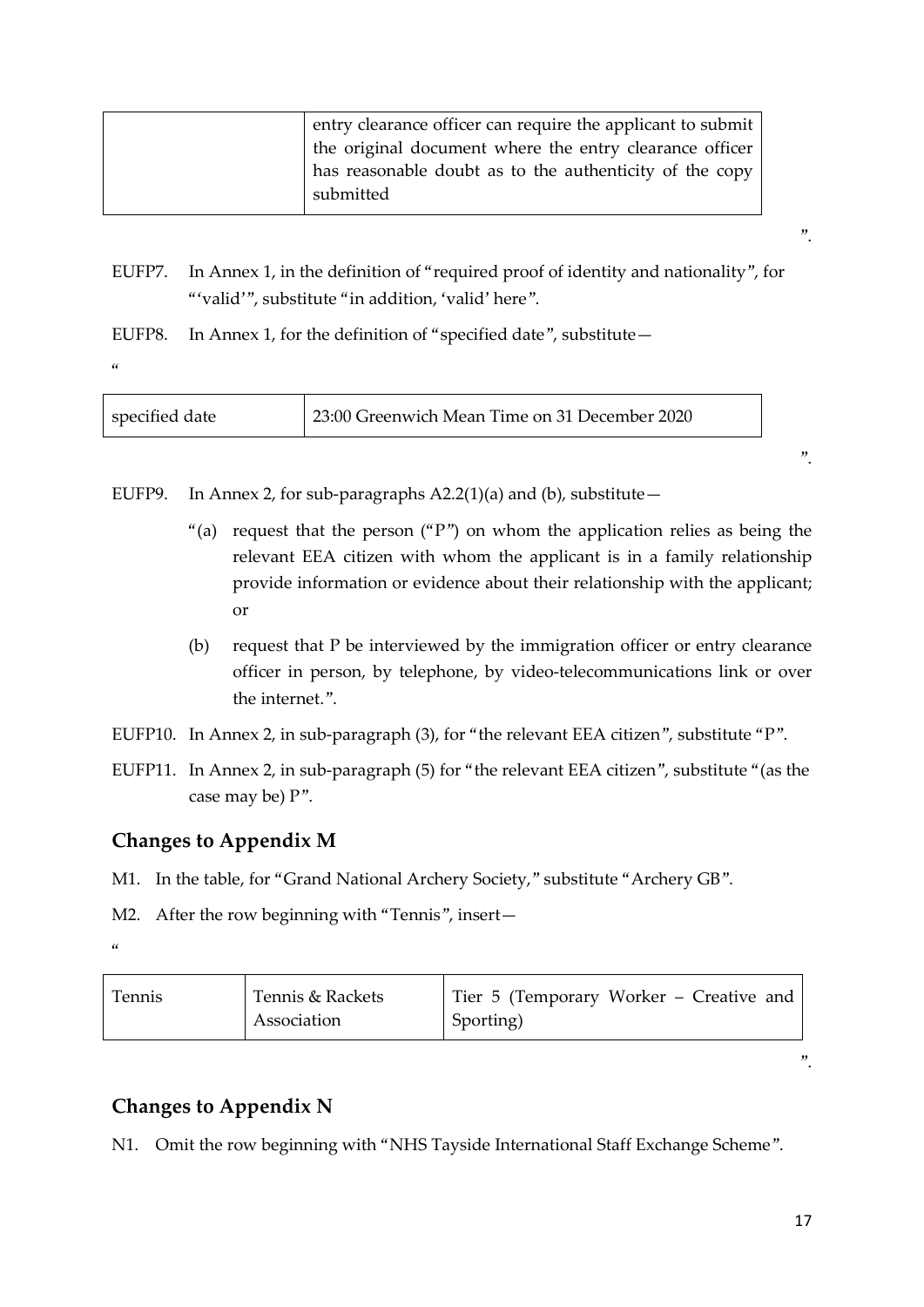| | entry clearance officer can require the applicant to submit the original document where the entry clearance officer has reasonable doubt as to the authenticity of the copy submitted |
|---|---|

".

EUFP7. In Annex 1, in the definition of "required proof of identity and nationality", for "'valid'", substitute "in addition, 'valid' here".

EUFP8. In Annex 1, for the definition of "specified date", substitute—

"

| specified date | 23:00 Greenwich Mean Time on 31 December 2020 |
|---|---|

".

EUFP9. In Annex 2, for sub-paragraphs A2.2(1)(a) and (b), substitute—

"(a) request that the person ("P") on whom the application relies as being the relevant EEA citizen with whom the applicant is in a family relationship provide information or evidence about their relationship with the applicant; or

(b) request that P be interviewed by the immigration officer or entry clearance officer in person, by telephone, by video-telecommunications link or over the internet.".

EUFP10. In Annex 2, in sub-paragraph (3), for "the relevant EEA citizen", substitute "P".

EUFP11. In Annex 2, in sub-paragraph (5) for "the relevant EEA citizen", substitute "(as the case may be) P".

## Changes to Appendix M

M1. In the table, for "Grand National Archery Society," substitute "Archery GB".

M2. After the row beginning with "Tennis", insert—

"

| Tennis | Tennis & Rackets Association | Tier 5 (Temporary Worker – Creative and Sporting) |
|---|---|---|

".

## Changes to Appendix N

N1. Omit the row beginning with "NHS Tayside International Staff Exchange Scheme".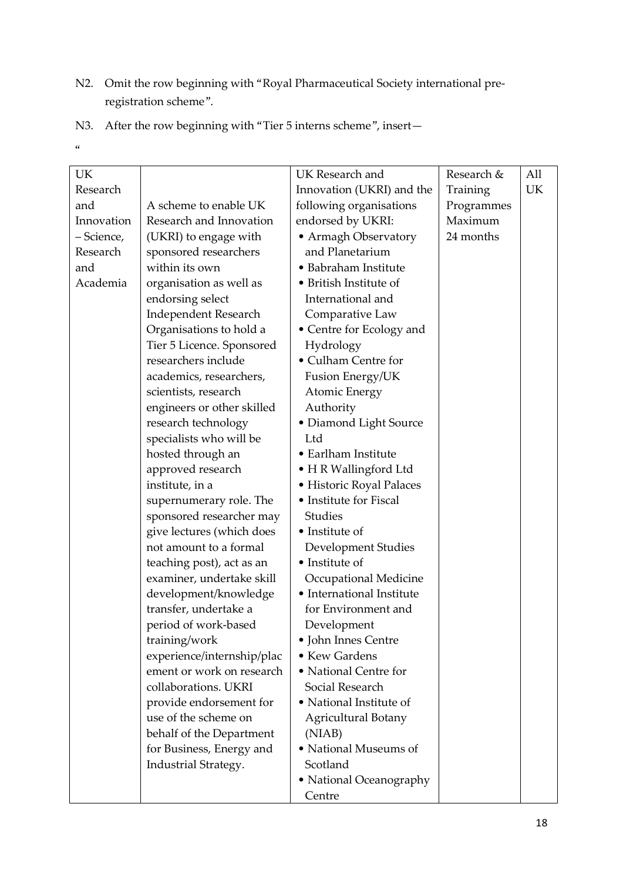N2. Omit the row beginning with "Royal Pharmaceutical Society international pre-registration scheme".

N3. After the row beginning with "Tier 5 interns scheme", insert—

"

| | | | | |
|---|---|---|---|---|
| UK Research and Innovation – Science, Research and Academia | A scheme to enable UK Research and Innovation (UKRI) to engage with sponsored researchers within its own organisation as well as endorsing select Independent Research Organisations to hold a Tier 5 Licence. Sponsored researchers include academics, researchers, scientists, research engineers or other skilled research technology specialists who will be hosted through an approved research institute, in a supernumerary role. The sponsored researcher may give lectures (which does not amount to a formal teaching post), act as an examiner, undertake skill development/knowledge transfer, undertake a period of work-based training/work experience/internship/placement or work on research collaborations. UKRI provide endorsement for use of the scheme on behalf of the Department for Business, Energy and Industrial Strategy. | UK Research and Innovation (UKRI) and the following organisations endorsed by UKRI: <br>• Armagh Observatory and Planetarium <br>• Babraham Institute <br>• British Institute of International and Comparative Law <br>• Centre for Ecology and Hydrology <br>• Culham Centre for Fusion Energy/UK Atomic Energy Authority <br>• Diamond Light Source Ltd <br>• Earlham Institute <br>• H R Wallingford Ltd <br>• Historic Royal Palaces <br>• Institute for Fiscal Studies <br>• Institute of Development Studies <br>• Institute of Occupational Medicine <br>• International Institute for Environment and Development <br>• John Innes Centre <br>• Kew Gardens <br>• National Centre for Social Research <br>• National Institute of Agricultural Botany (NIAB) <br>• National Museums of Scotland <br>• National Oceanography Centre | Research & Training Programmes Maximum 24 months | All UK |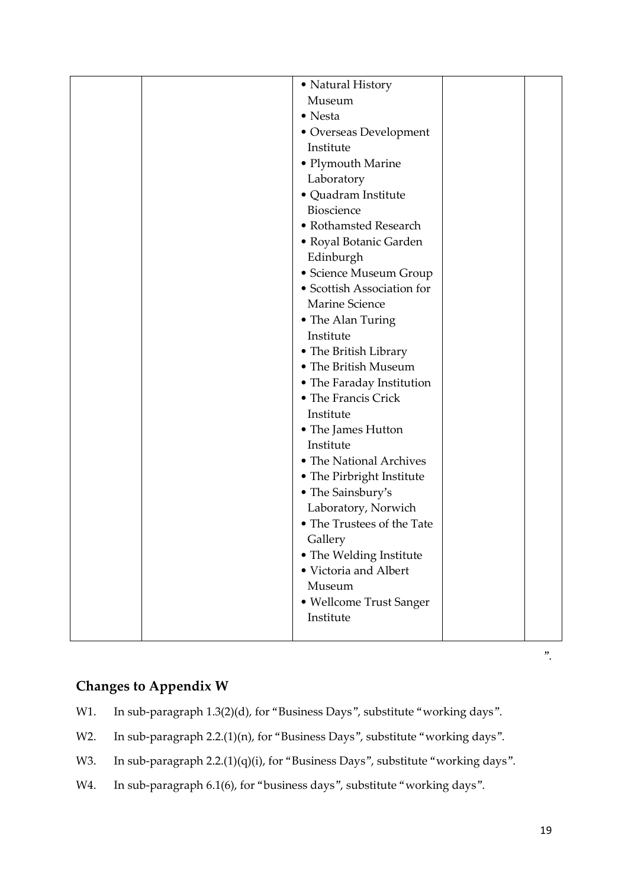| | | • Natural History Museum<br>• Nesta<br>• Overseas Development Institute<br>• Plymouth Marine Laboratory<br>• Quadram Institute Bioscience<br>• Rothamsted Research<br>• Royal Botanic Garden Edinburgh<br>• Science Museum Group<br>• Scottish Association for Marine Science<br>• The Alan Turing Institute<br>• The British Library<br>• The British Museum<br>• The Faraday Institution<br>• The Francis Crick Institute<br>• The James Hutton Institute<br>• The National Archives<br>• The Pirbright Institute<br>• The Sainsbury's Laboratory, Norwich<br>• The Trustees of the Tate Gallery<br>• The Welding Institute<br>• Victoria and Albert Museum<br>• Wellcome Trust Sanger Institute | | |
|---|---|---|---|---|

".

## Changes to Appendix W

W1. In sub-paragraph 1.3(2)(d), for "Business Days", substitute "working days".

W2. In sub-paragraph 2.2.(1)(n), for "Business Days", substitute "working days".

W3. In sub-paragraph 2.2.(1)(q)(i), for "Business Days", substitute "working days".

W4. In sub-paragraph 6.1(6), for "business days", substitute "working days".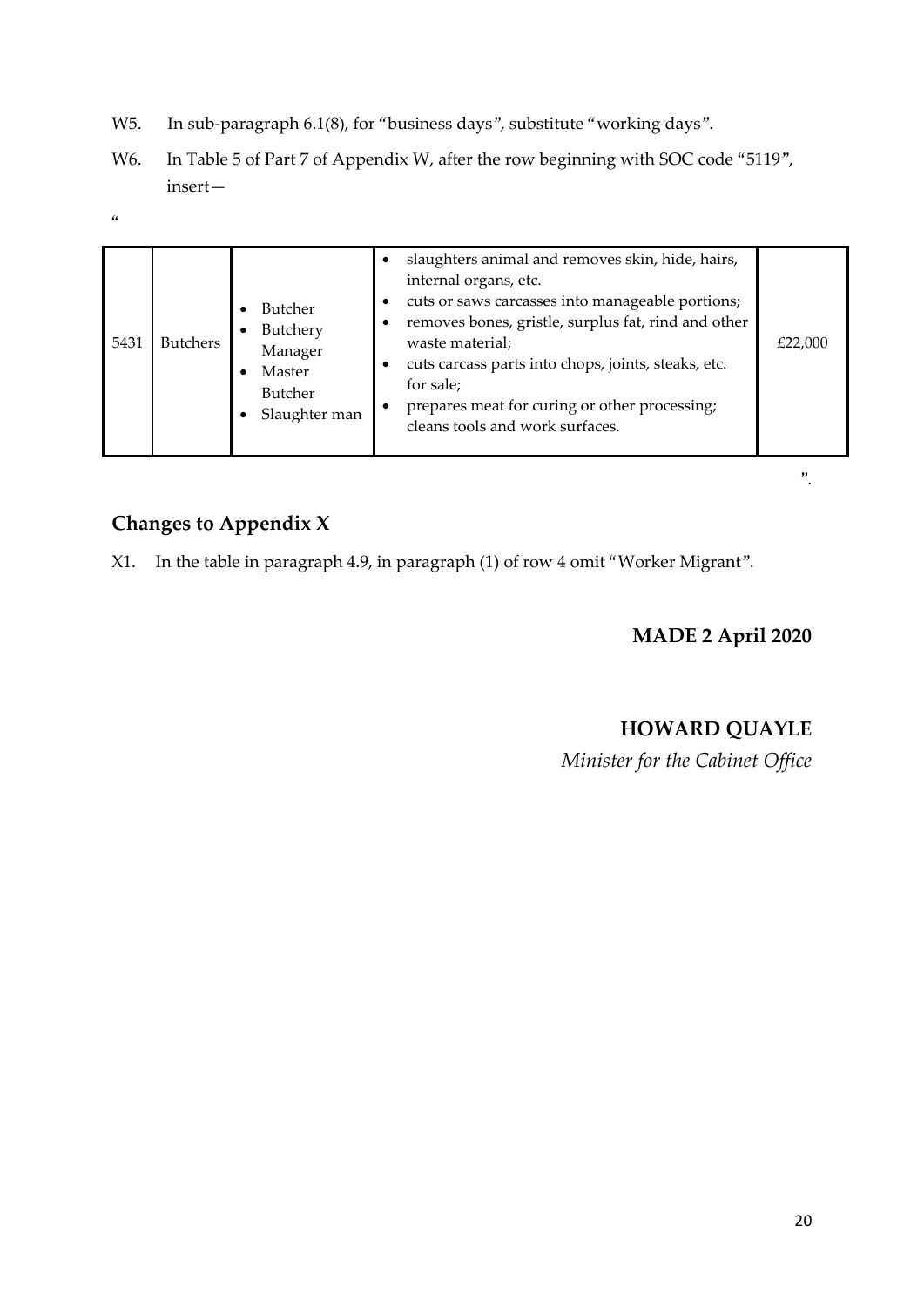W5. In sub-paragraph 6.1(8), for "business days", substitute "working days".

W6. In Table 5 of Part 7 of Appendix W, after the row beginning with SOC code "5119", insert—

"

| 5431 | Butchers | • Butcher<br>• Butchery Manager<br>• Master Butcher<br>• Slaughter man | • slaughters animal and removes skin, hide, hairs, internal organs, etc.<br>• cuts or saws carcasses into manageable portions;<br>• removes bones, gristle, surplus fat, rind and other waste material;<br>• cuts carcass parts into chops, joints, steaks, etc. for sale;<br>• prepares meat for curing or other processing; cleans tools and work surfaces. | £22,000 |
|---|---|---|---|---|

".

## Changes to Appendix X

X1. In the table in paragraph 4.9, in paragraph (1) of row 4 omit "Worker Migrant".

**MADE 2 April 2020**

**HOWARD QUAYLE**

*Minister for the Cabinet Office*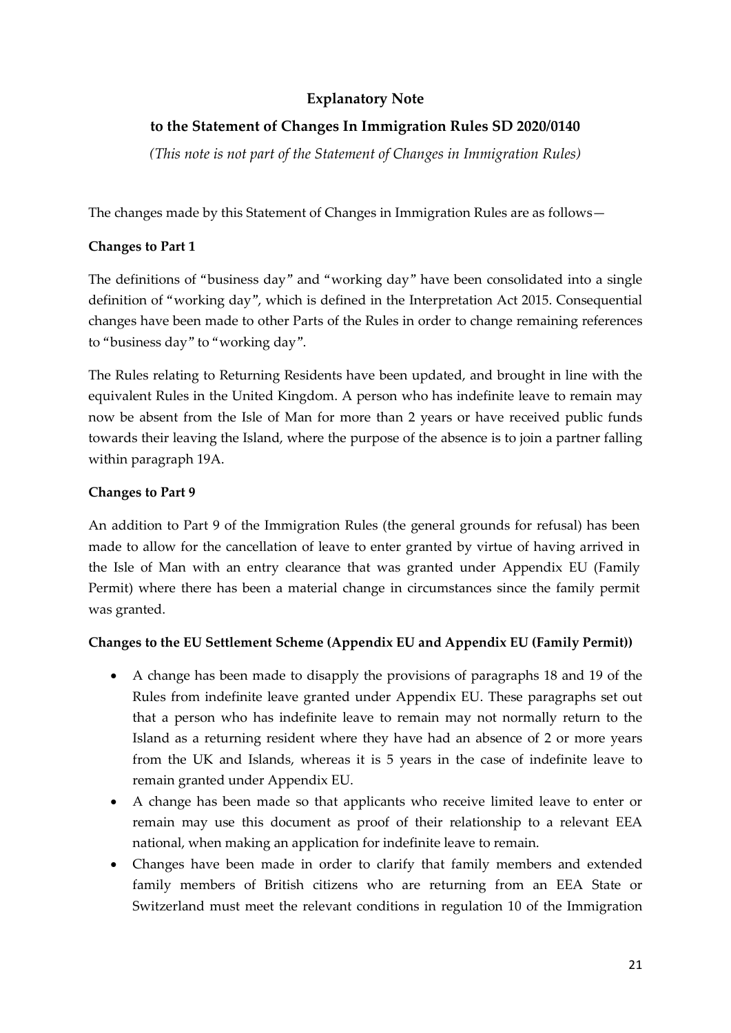**Explanatory Note**

**to the Statement of Changes In Immigration Rules SD 2020/0140**

*(This note is not part of the Statement of Changes in Immigration Rules)*

The changes made by this Statement of Changes in Immigration Rules are as follows—

**Changes to Part 1**

The definitions of "business day" and "working day" have been consolidated into a single definition of "working day", which is defined in the Interpretation Act 2015. Consequential changes have been made to other Parts of the Rules in order to change remaining references to "business day" to "working day".

The Rules relating to Returning Residents have been updated, and brought in line with the equivalent Rules in the United Kingdom. A person who has indefinite leave to remain may now be absent from the Isle of Man for more than 2 years or have received public funds towards their leaving the Island, where the purpose of the absence is to join a partner falling within paragraph 19A.

**Changes to Part 9**

An addition to Part 9 of the Immigration Rules (the general grounds for refusal) has been made to allow for the cancellation of leave to enter granted by virtue of having arrived in the Isle of Man with an entry clearance that was granted under Appendix EU (Family Permit) where there has been a material change in circumstances since the family permit was granted.

**Changes to the EU Settlement Scheme (Appendix EU and Appendix EU (Family Permit))**

- A change has been made to disapply the provisions of paragraphs 18 and 19 of the Rules from indefinite leave granted under Appendix EU. These paragraphs set out that a person who has indefinite leave to remain may not normally return to the Island as a returning resident where they have had an absence of 2 or more years from the UK and Islands, whereas it is 5 years in the case of indefinite leave to remain granted under Appendix EU.
- A change has been made so that applicants who receive limited leave to enter or remain may use this document as proof of their relationship to a relevant EEA national, when making an application for indefinite leave to remain.
- Changes have been made in order to clarify that family members and extended family members of British citizens who are returning from an EEA State or Switzerland must meet the relevant conditions in regulation 10 of the Immigration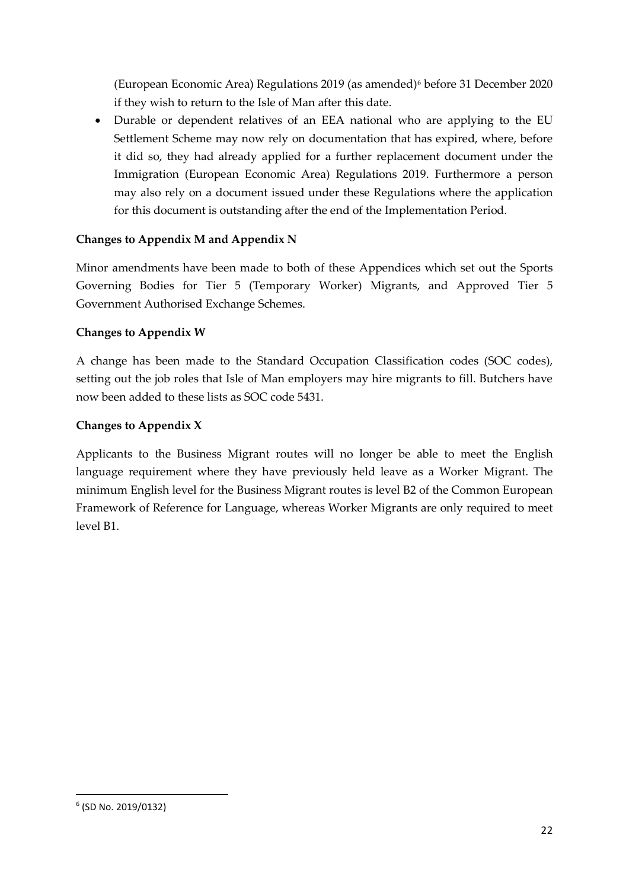(European Economic Area) Regulations 2019 (as amended)[6] before 31 December 2020 if they wish to return to the Isle of Man after this date.

- Durable or dependent relatives of an EEA national who are applying to the EU Settlement Scheme may now rely on documentation that has expired, where, before it did so, they had already applied for a further replacement document under the Immigration (European Economic Area) Regulations 2019. Furthermore a person may also rely on a document issued under these Regulations where the application for this document is outstanding after the end of the Implementation Period.

**Changes to Appendix M and Appendix N**

Minor amendments have been made to both of these Appendices which set out the Sports Governing Bodies for Tier 5 (Temporary Worker) Migrants, and Approved Tier 5 Government Authorised Exchange Schemes.

**Changes to Appendix W**

A change has been made to the Standard Occupation Classification codes (SOC codes), setting out the job roles that Isle of Man employers may hire migrants to fill. Butchers have now been added to these lists as SOC code 5431.

**Changes to Appendix X**

Applicants to the Business Migrant routes will no longer be able to meet the English language requirement where they have previously held leave as a Worker Migrant. The minimum English level for the Business Migrant routes is level B2 of the Common European Framework of Reference for Language, whereas Worker Migrants are only required to meet level B1.

---

[6] (SD No. 2019/0132)